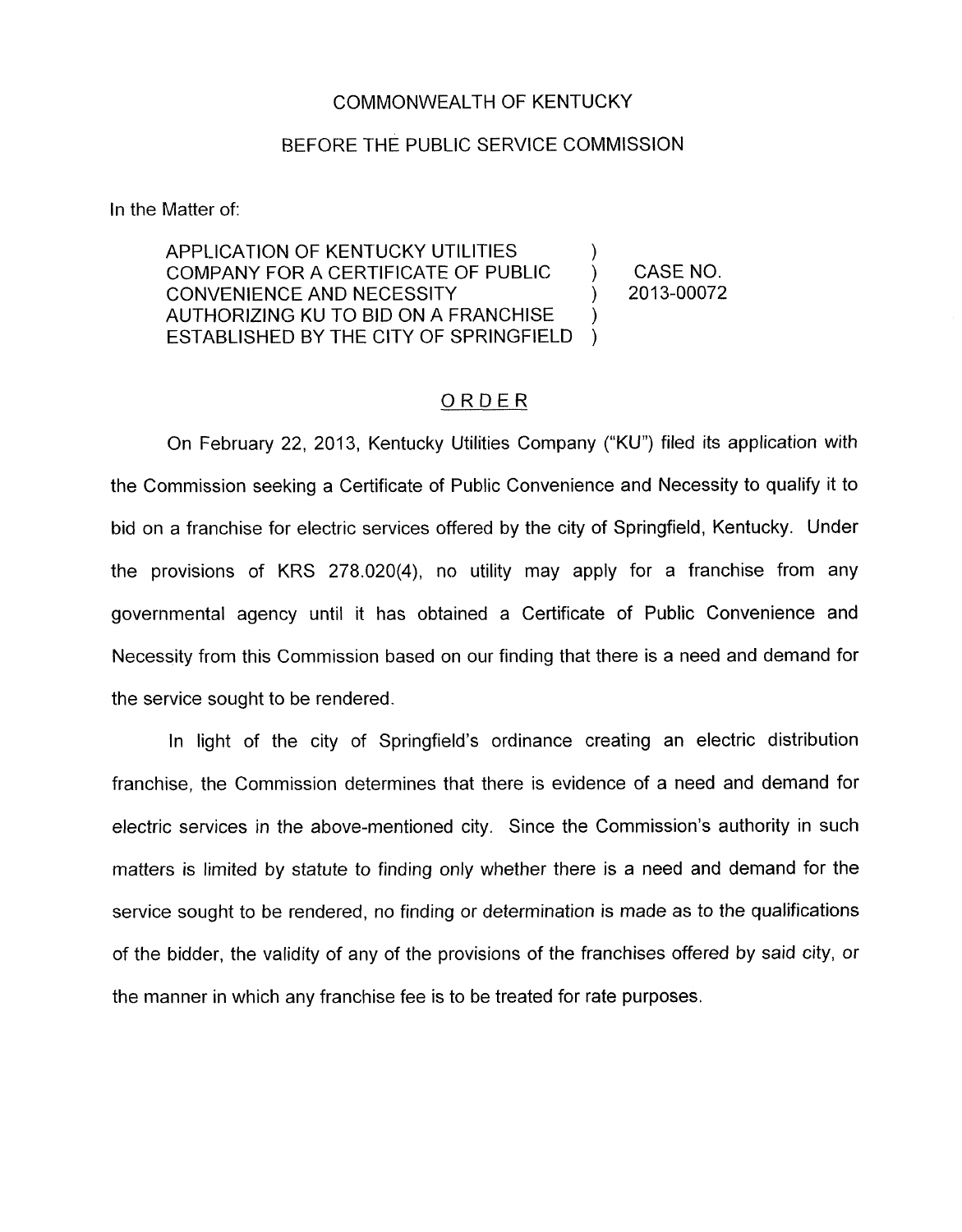COMMONWEALTH OF KENTUCKY

BEFORE THE PUBLIC SERVICE COMMISSION

In the Matter of:

| | | |
|---|---|---|
| APPLICATION OF KENTUCKY UTILITIES COMPANY FOR A CERTIFICATE OF PUBLIC CONVENIENCE AND NECESSITY AUTHORIZING KU TO BID ON A FRANCHISE ESTABLISHED BY THE CITY OF SPRINGFIELD | ) ) ) ) ) | CASE NO. 2013-00072 |

## ORDER

On February 22, 2013, Kentucky Utilities Company ("KU") filed its application with the Commission seeking a Certificate of Public Convenience and Necessity to qualify it to bid on a franchise for electric services offered by the city of Springfield, Kentucky. Under the provisions of KRS 278.020(4), no utility may apply for a franchise from any governmental agency until it has obtained a Certificate of Public Convenience and Necessity from this Commission based on our finding that there is a need and demand for the service sought to be rendered.

In light of the city of Springfield's ordinance creating an electric distribution franchise, the Commission determines that there is evidence of a need and demand for electric services in the above-mentioned city. Since the Commission's authority in such matters is limited by statute to finding only whether there is a need and demand for the service sought to be rendered, no finding or determination is made as to the qualifications of the bidder, the validity of any of the provisions of the franchises offered by said city, or the manner in which any franchise fee is to be treated for rate purposes.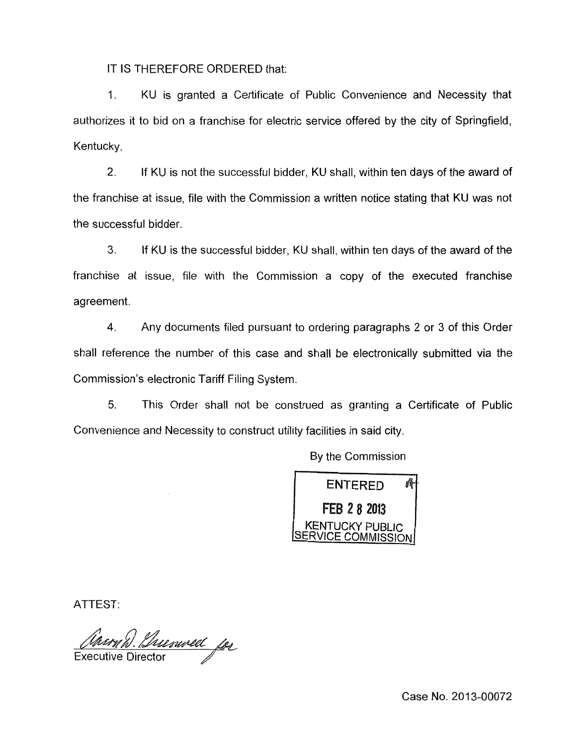IT IS THEREFORE ORDERED that:

1. KU is granted a Certificate of Public Convenience and Necessity that authorizes it to bid on a franchise for electric service offered by the city of Springfield, Kentucky.

2. If KU is not the successful bidder, KU shall, within ten days of the award of the franchise at issue, file with the Commission a written notice stating that KU was not the successful bidder.

3. If KU is the successful bidder, KU shall, within ten days of the award of the franchise at issue, file with the Commission a copy of the executed franchise agreement.

4. Any documents filed pursuant to ordering paragraphs 2 or 3 of this Order shall reference the number of this case and shall be electronically submitted via the Commission's electronic Tariff Filing System.

5. This Order shall not be construed as granting a Certificate of Public Convenience and Necessity to construct utility facilities in said city.

By the Commission

ENTERED
FEB 28 2013
KENTUCKY PUBLIC SERVICE COMMISSION

ATTEST:

Aaron D. Greenwell for
Executive Director

Case No. 2013-00072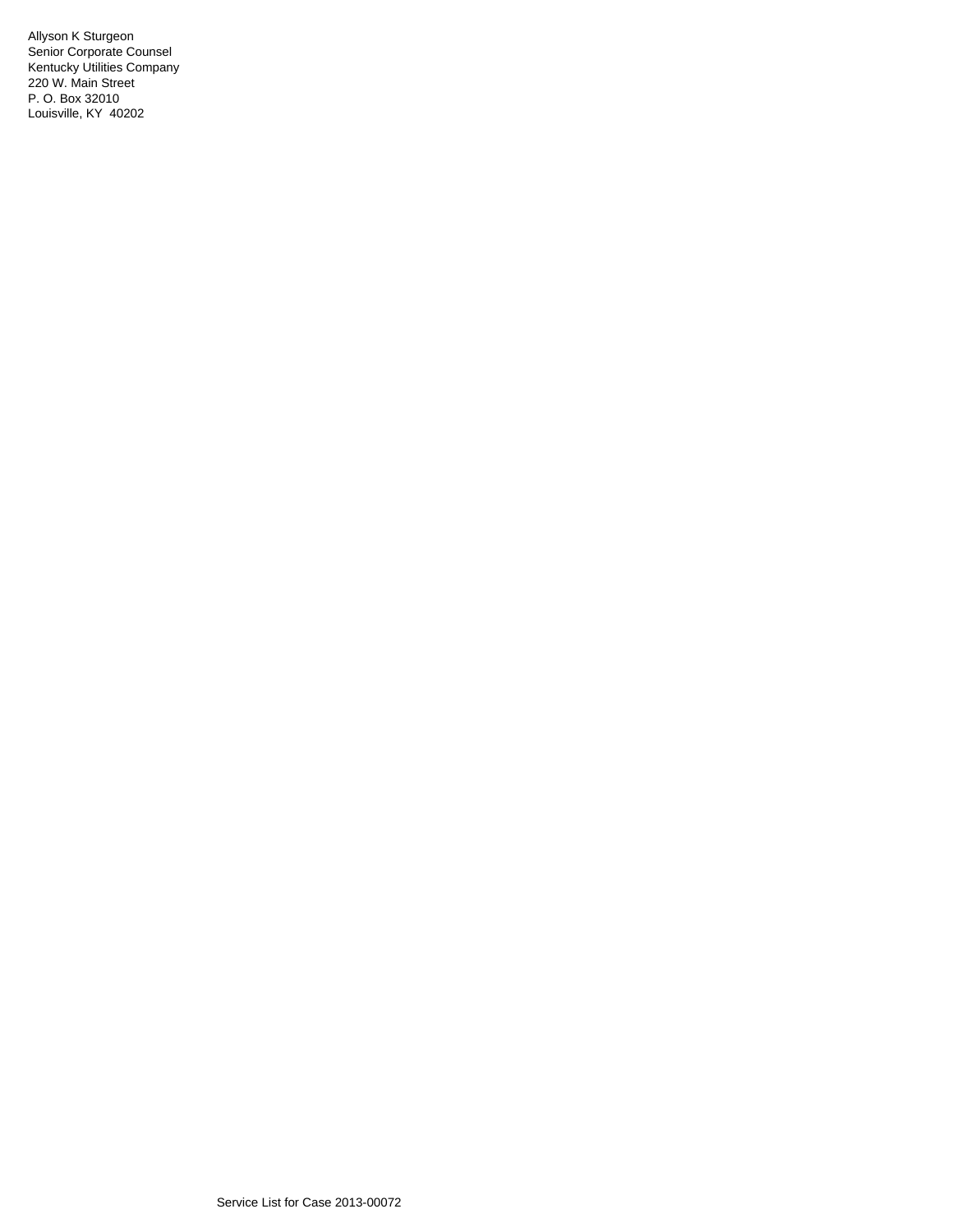Allyson K Sturgeon
Senior Corporate Counsel
Kentucky Utilities Company
220 W. Main Street
P. O. Box 32010
Louisville, KY 40202